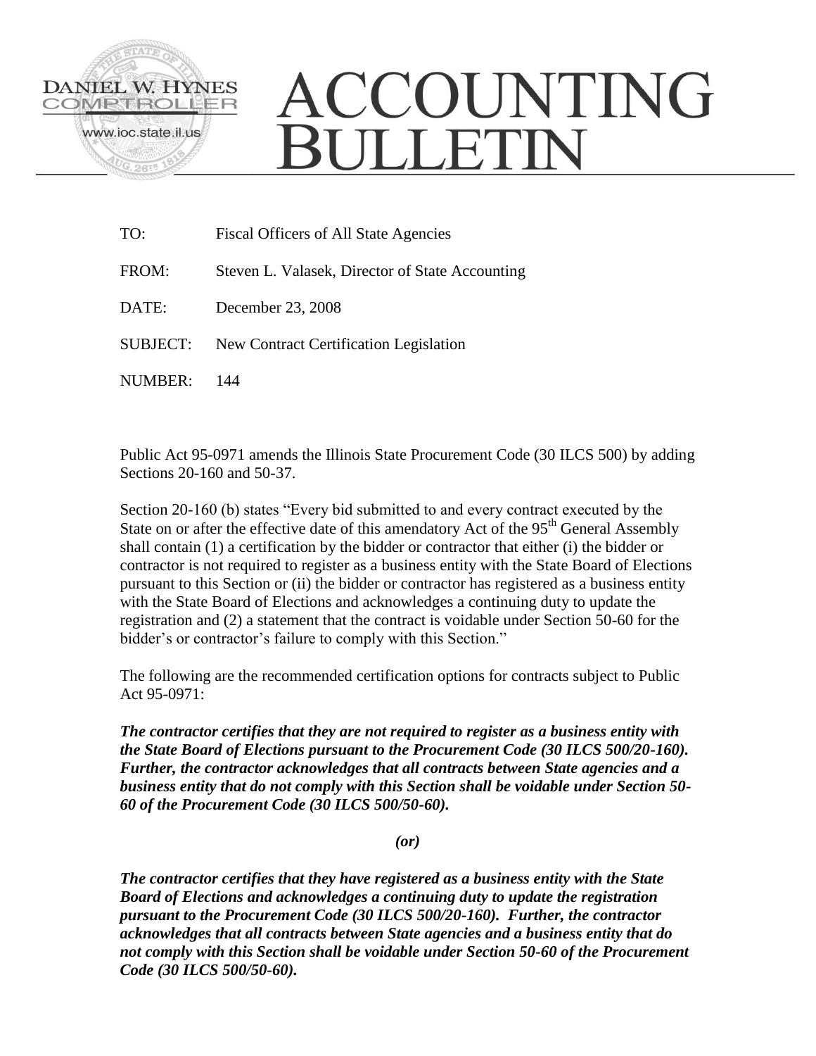DANIEL W. HYNES
COMPTROLLER
www.ioc.state.il.us

# ACCOUNTING BULLETIN

TO: Fiscal Officers of All State Agencies

FROM: Steven L. Valasek, Director of State Accounting

DATE: December 23, 2008

SUBJECT: New Contract Certification Legislation

NUMBER: 144

Public Act 95-0971 amends the Illinois State Procurement Code (30 ILCS 500) by adding Sections 20-160 and 50-37.

Section 20-160 (b) states "Every bid submitted to and every contract executed by the State on or after the effective date of this amendatory Act of the 95th General Assembly shall contain (1) a certification by the bidder or contractor that either (i) the bidder or contractor is not required to register as a business entity with the State Board of Elections pursuant to this Section or (ii) the bidder or contractor has registered as a business entity with the State Board of Elections and acknowledges a continuing duty to update the registration and (2) a statement that the contract is voidable under Section 50-60 for the bidder's or contractor's failure to comply with this Section."

The following are the recommended certification options for contracts subject to Public Act 95-0971:

***The contractor certifies that they are not required to register as a business entity with the State Board of Elections pursuant to the Procurement Code (30 ILCS 500/20-160). Further, the contractor acknowledges that all contracts between State agencies and a business entity that do not comply with this Section shall be voidable under Section 50-60 of the Procurement Code (30 ILCS 500/50-60).***

***(or)***

***The contractor certifies that they have registered as a business entity with the State Board of Elections and acknowledges a continuing duty to update the registration pursuant to the Procurement Code (30 ILCS 500/20-160). Further, the contractor acknowledges that all contracts between State agencies and a business entity that do not comply with this Section shall be voidable under Section 50-60 of the Procurement Code (30 ILCS 500/50-60).***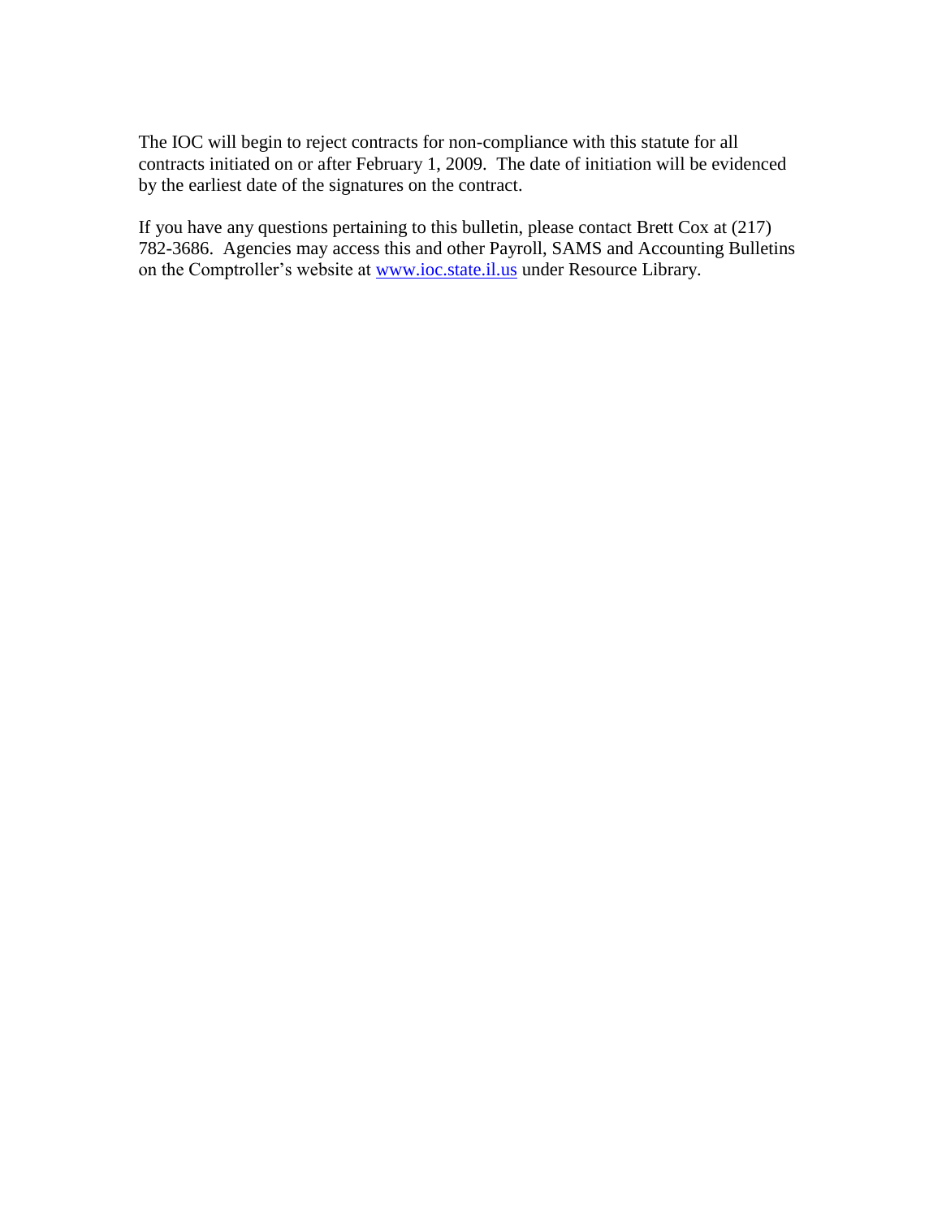The IOC will begin to reject contracts for non-compliance with this statute for all contracts initiated on or after February 1, 2009. The date of initiation will be evidenced by the earliest date of the signatures on the contract.

If you have any questions pertaining to this bulletin, please contact Brett Cox at (217) 782-3686. Agencies may access this and other Payroll, SAMS and Accounting Bulletins on the Comptroller's website at [www.ioc.state.il.us](http://www.ioc.state.il.us) under Resource Library.